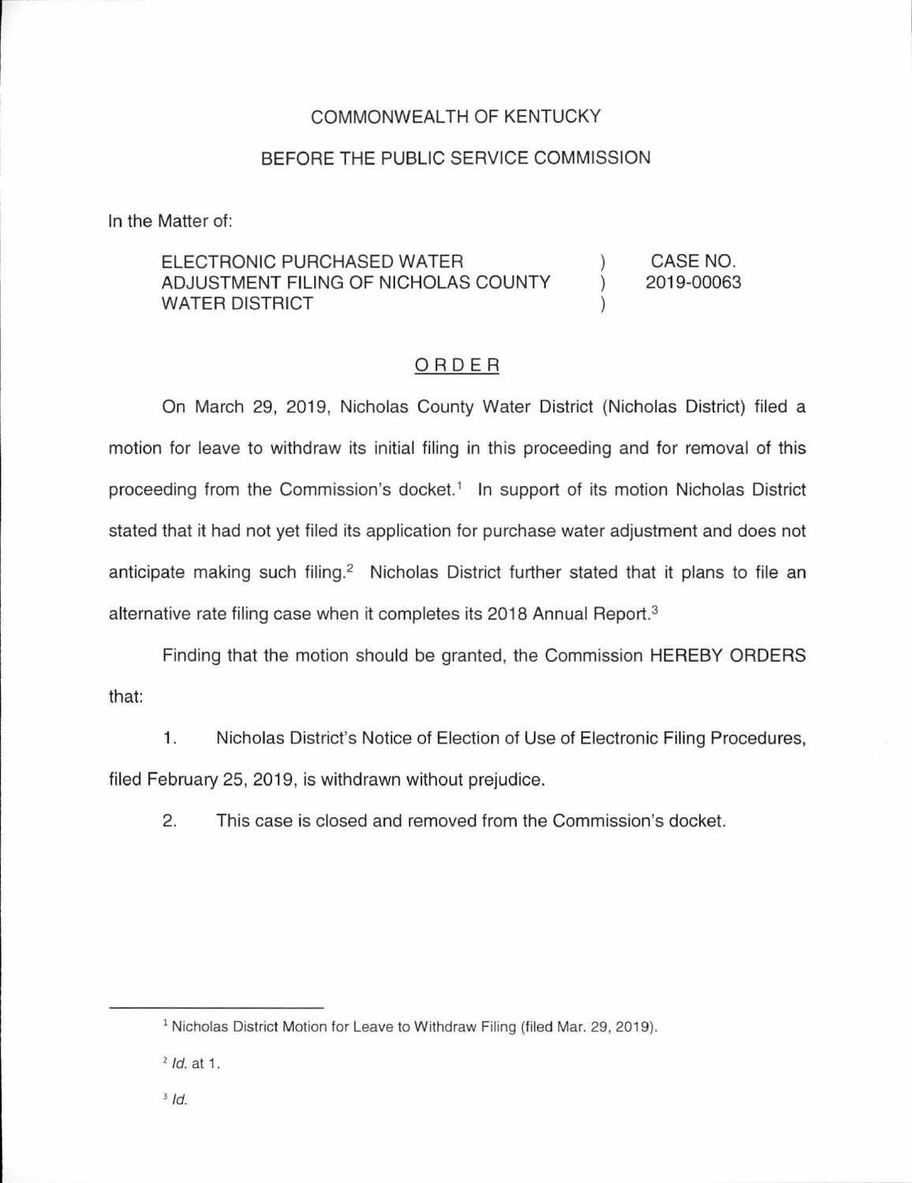COMMONWEALTH OF KENTUCKY

BEFORE THE PUBLIC SERVICE COMMISSION

In the Matter of:

| | | |
|---|---|---|
| ELECTRONIC PURCHASED WATER ADJUSTMENT FILING OF NICHOLAS COUNTY WATER DISTRICT | ) ) ) | CASE NO. 2019-00063 |

## ORDER

On March 29, 2019, Nicholas County Water District (Nicholas District) filed a motion for leave to withdraw its initial filing in this proceeding and for removal of this proceeding from the Commission's docket.[1] In support of its motion Nicholas District stated that it had not yet filed its application for purchase water adjustment and does not anticipate making such filing.[2] Nicholas District further stated that it plans to file an alternative rate filing case when it completes its 2018 Annual Report.[3]

Finding that the motion should be granted, the Commission HEREBY ORDERS that:

1. Nicholas District's Notice of Election of Use of Electronic Filing Procedures, filed February 25, 2019, is withdrawn without prejudice.

2. This case is closed and removed from the Commission's docket.

---

[1] Nicholas District Motion for Leave to Withdraw Filing (filed Mar. 29, 2019).

[2] *Id.* at 1.

[3] *Id.*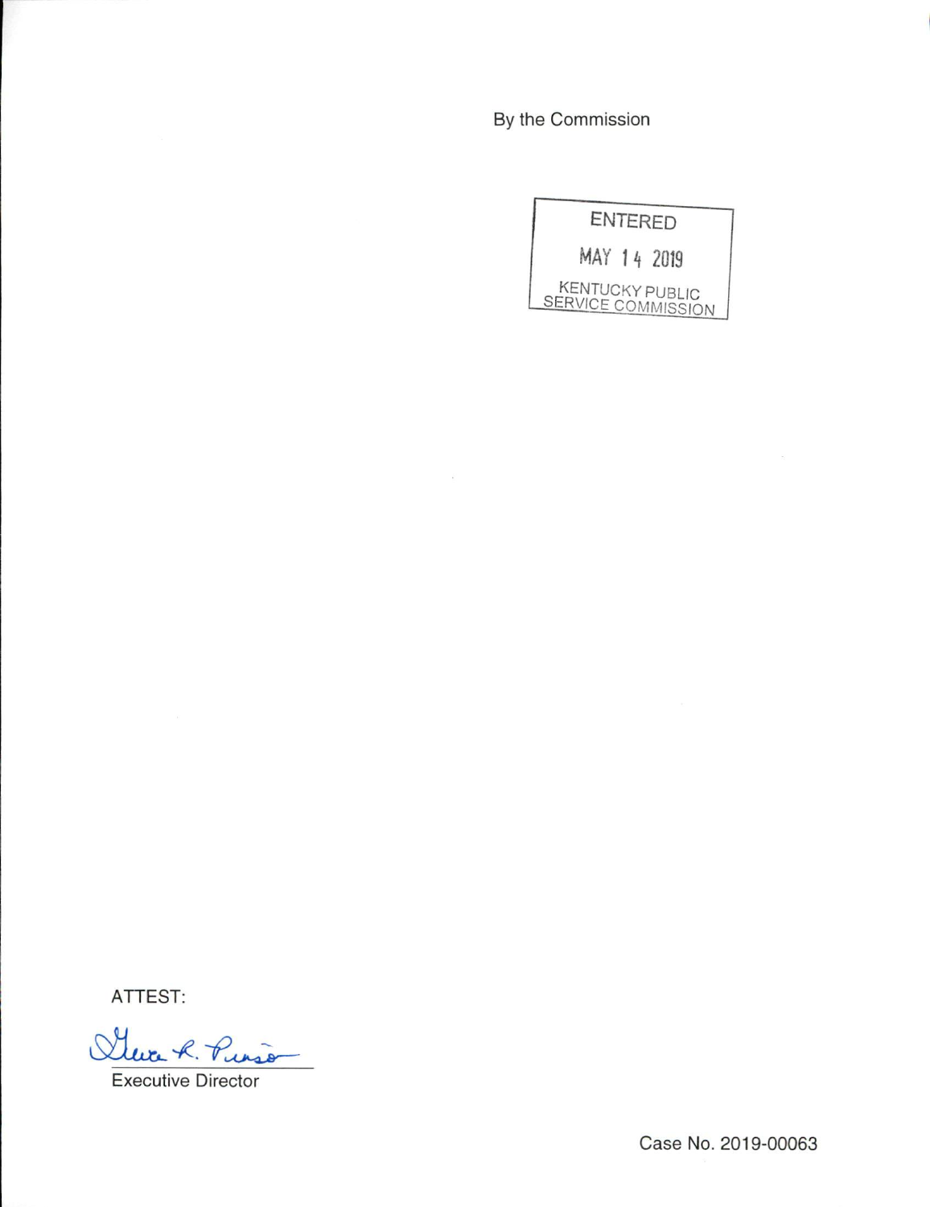By the Commission

ENTERED

MAY 14 2019

KENTUCKY PUBLIC SERVICE COMMISSION

ATTEST:

Executive Director

Case No. 2019-00063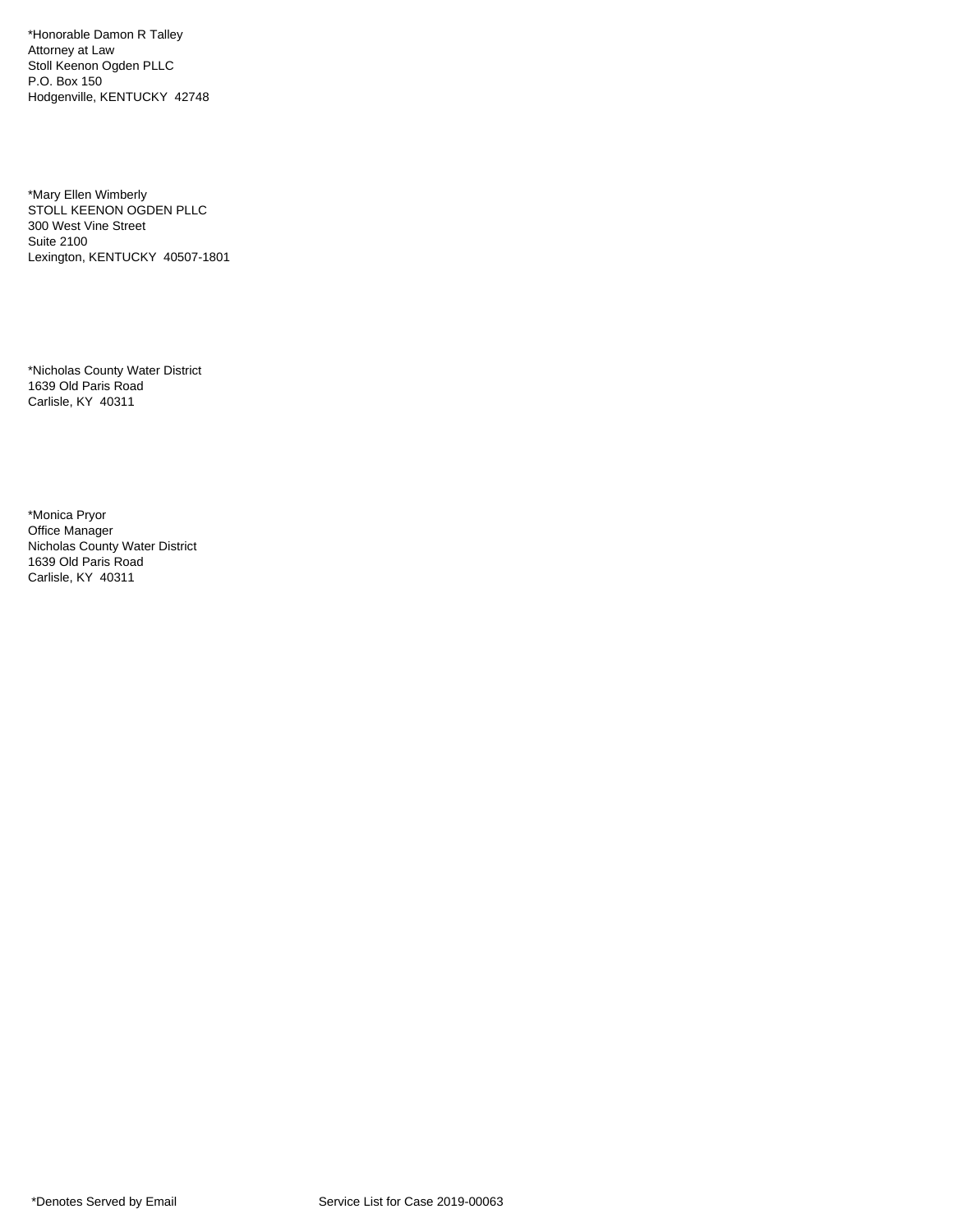*Honorable Damon R Talley
Attorney at Law
Stoll Keenon Ogden PLLC
P.O. Box 150
Hodgenville, KENTUCKY 42748

*Mary Ellen Wimberly
STOLL KEENON OGDEN PLLC
300 West Vine Street
Suite 2100
Lexington, KENTUCKY 40507-1801

*Nicholas County Water District
1639 Old Paris Road
Carlisle, KY 40311

*Monica Pryor
Office Manager
Nicholas County Water District
1639 Old Paris Road
Carlisle, KY 40311

*Denotes Served by Email

Service List for Case 2019-00063